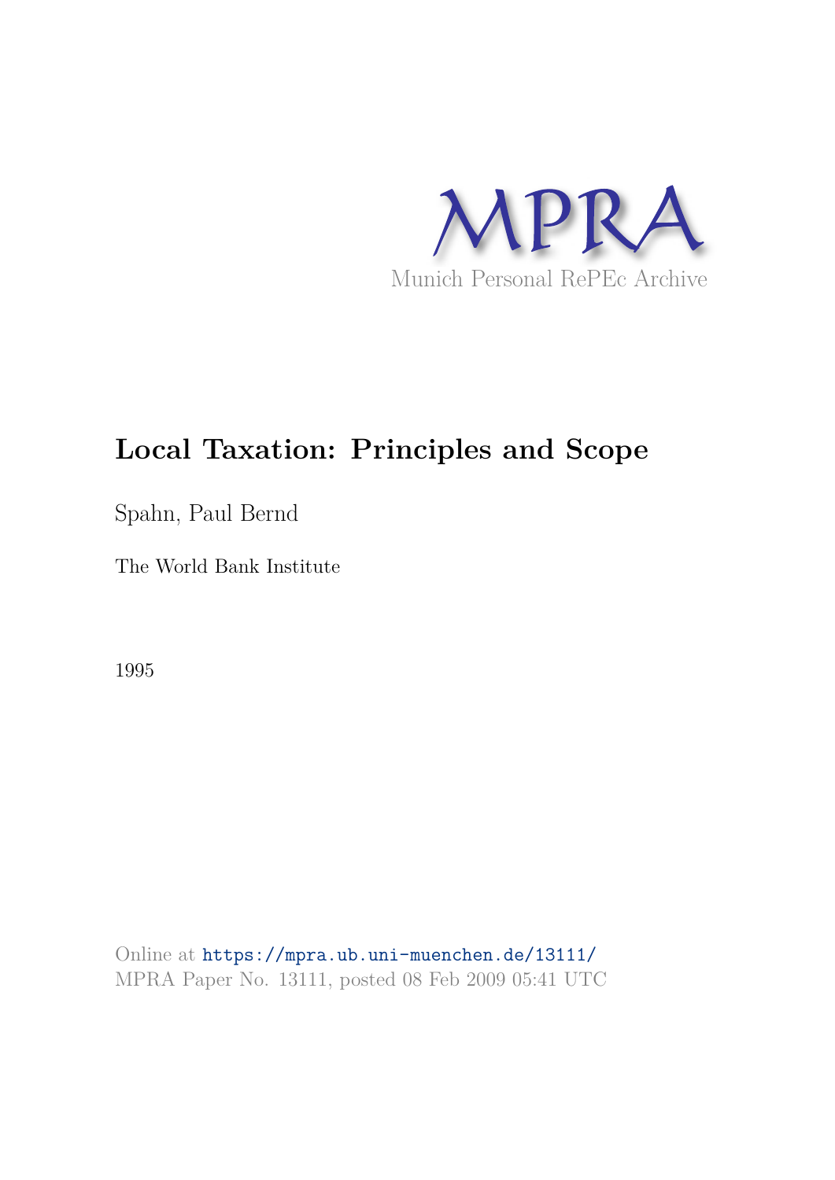MPRA

Munich Personal RePEc Archive

# Local Taxation: Principles and Scope

Spahn, Paul Bernd

The World Bank Institute

1995

Online at https://mpra.ub.uni-muenchen.de/13111/
MPRA Paper No. 13111, posted 08 Feb 2009 05:41 UTC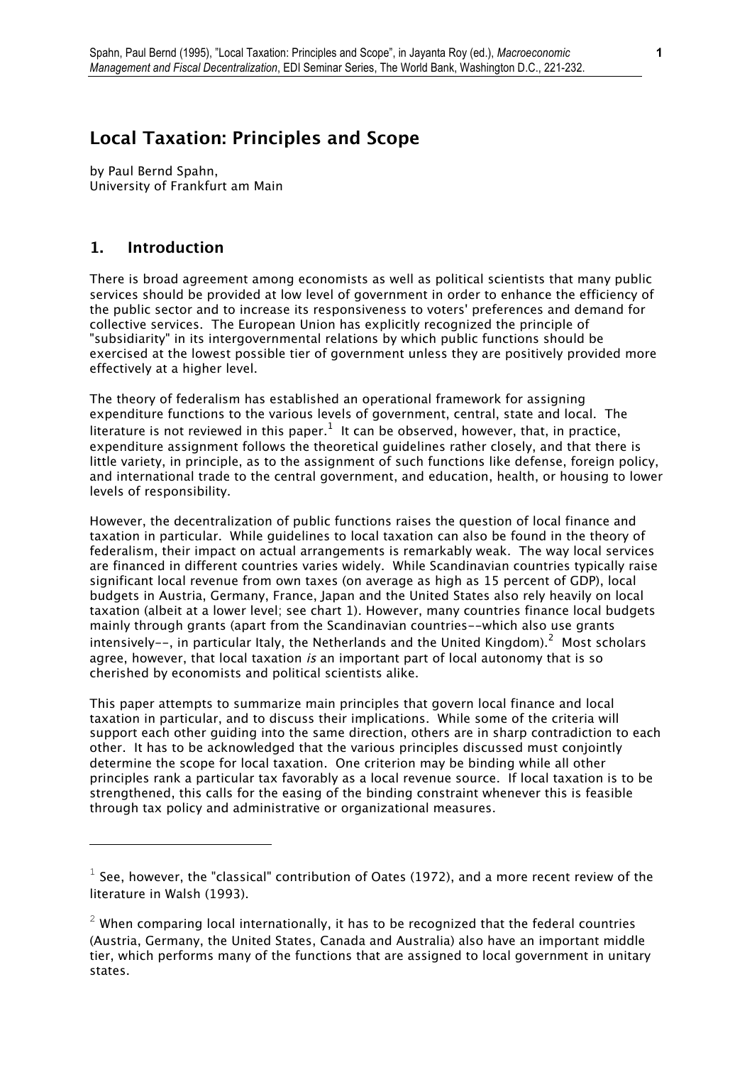# Local Taxation: Principles and Scope

by Paul Bernd Spahn,
University of Frankfurt am Main

## 1. Introduction

There is broad agreement among economists as well as political scientists that many public services should be provided at low level of government in order to enhance the efficiency of the public sector and to increase its responsiveness to voters' preferences and demand for collective services. The European Union has explicitly recognized the principle of "subsidiarity" in its intergovernmental relations by which public functions should be exercised at the lowest possible tier of government unless they are positively provided more effectively at a higher level.

The theory of federalism has established an operational framework for assigning expenditure functions to the various levels of government, central, state and local. The literature is not reviewed in this paper.[1] It can be observed, however, that, in practice, expenditure assignment follows the theoretical guidelines rather closely, and that there is little variety, in principle, as to the assignment of such functions like defense, foreign policy, and international trade to the central government, and education, health, or housing to lower levels of responsibility.

However, the decentralization of public functions raises the question of local finance and taxation in particular. While guidelines to local taxation can also be found in the theory of federalism, their impact on actual arrangements is remarkably weak. The way local services are financed in different countries varies widely. While Scandinavian countries typically raise significant local revenue from own taxes (on average as high as 15 percent of GDP), local budgets in Austria, Germany, France, Japan and the United States also rely heavily on local taxation (albeit at a lower level; see chart 1). However, many countries finance local budgets mainly through grants (apart from the Scandinavian countries--which also use grants intensively--, in particular Italy, the Netherlands and the United Kingdom).[2] Most scholars agree, however, that local taxation *is* an important part of local autonomy that is so cherished by economists and political scientists alike.

This paper attempts to summarize main principles that govern local finance and local taxation in particular, and to discuss their implications. While some of the criteria will support each other guiding into the same direction, others are in sharp contradiction to each other. It has to be acknowledged that the various principles discussed must conjointly determine the scope for local taxation. One criterion may be binding while all other principles rank a particular tax favorably as a local revenue source. If local taxation is to be strengthened, this calls for the easing of the binding constraint whenever this is feasible through tax policy and administrative or organizational measures.

---

[1] See, however, the "classical" contribution of Oates (1972), and a more recent review of the literature in Walsh (1993).

[2] When comparing local internationally, it has to be recognized that the federal countries (Austria, Germany, the United States, Canada and Australia) also have an important middle tier, which performs many of the functions that are assigned to local government in unitary states.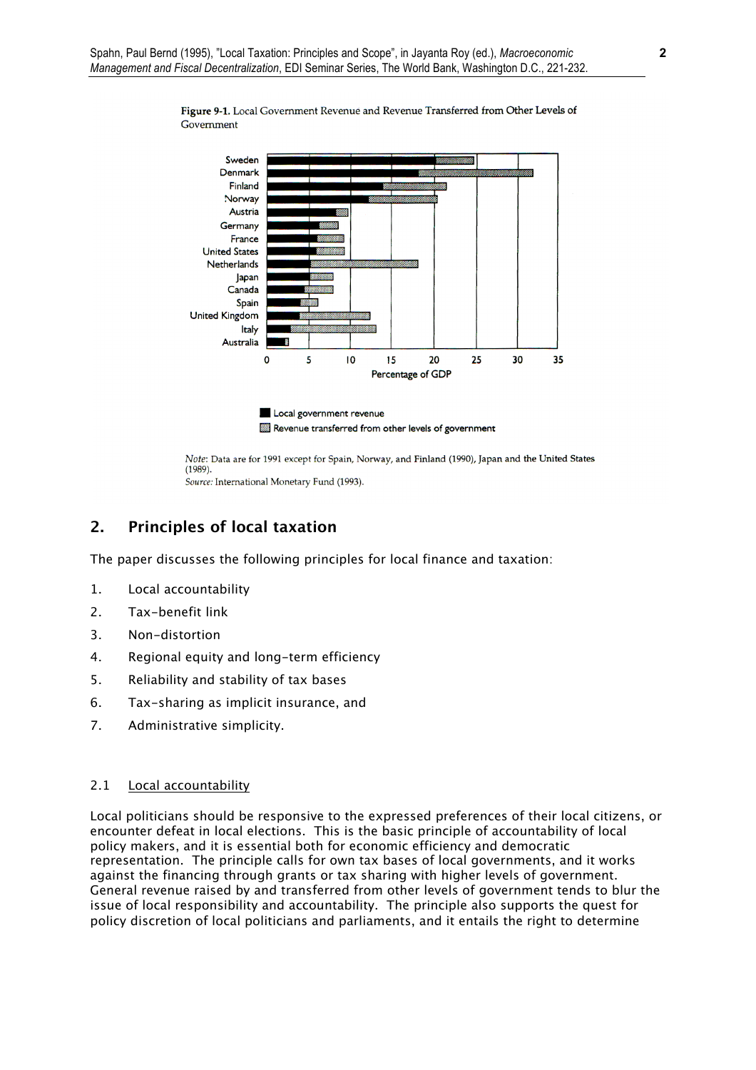**Figure 9-1.** Local Government Revenue and Revenue Transferred from Other Levels of Government

*Note*: Data are for 1991 except for Spain, Norway, and Finland (1990), Japan and the United States (1989).
*Source:* International Monetary Fund (1993).

## 2. Principles of local taxation

The paper discusses the following principles for local finance and taxation:

1. Local accountability
2. Tax-benefit link
3. Non-distortion
4. Regional equity and long-term efficiency
5. Reliability and stability of tax bases
6. Tax-sharing as implicit insurance, and
7. Administrative simplicity.

### 2.1 Local accountability

Local politicians should be responsive to the expressed preferences of their local citizens, or encounter defeat in local elections. This is the basic principle of accountability of local policy makers, and it is essential both for economic efficiency and democratic representation. The principle calls for own tax bases of local governments, and it works against the financing through grants or tax sharing with higher levels of government. General revenue raised by and transferred from other levels of government tends to blur the issue of local responsibility and accountability. The principle also supports the quest for policy discretion of local politicians and parliaments, and it entails the right to determine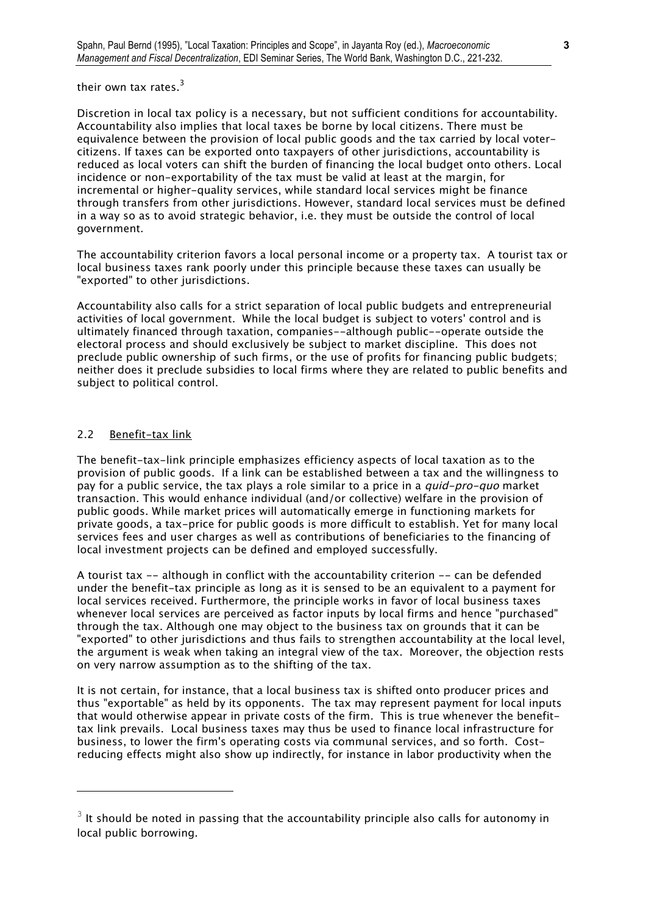their own tax rates.[3]

Discretion in local tax policy is a necessary, but not sufficient conditions for accountability. Accountability also implies that local taxes be borne by local citizens. There must be equivalence between the provision of local public goods and the tax carried by local voter-citizens. If taxes can be exported onto taxpayers of other jurisdictions, accountability is reduced as local voters can shift the burden of financing the local budget onto others. Local incidence or non-exportability of the tax must be valid at least at the margin, for incremental or higher-quality services, while standard local services might be finance through transfers from other jurisdictions. However, standard local services must be defined in a way so as to avoid strategic behavior, i.e. they must be outside the control of local government.

The accountability criterion favors a local personal income or a property tax. A tourist tax or local business taxes rank poorly under this principle because these taxes can usually be "exported" to other jurisdictions.

Accountability also calls for a strict separation of local public budgets and entrepreneurial activities of local government. While the local budget is subject to voters' control and is ultimately financed through taxation, companies--although public--operate outside the electoral process and should exclusively be subject to market discipline. This does not preclude public ownership of such firms, or the use of profits for financing public budgets; neither does it preclude subsidies to local firms where they are related to public benefits and subject to political control.

### 2.2 Benefit-tax link

The benefit-tax-link principle emphasizes efficiency aspects of local taxation as to the provision of public goods. If a link can be established between a tax and the willingness to pay for a public service, the tax plays a role similar to a price in a *quid-pro-quo* market transaction. This would enhance individual (and/or collective) welfare in the provision of public goods. While market prices will automatically emerge in functioning markets for private goods, a tax-price for public goods is more difficult to establish. Yet for many local services fees and user charges as well as contributions of beneficiaries to the financing of local investment projects can be defined and employed successfully.

A tourist tax -- although in conflict with the accountability criterion -- can be defended under the benefit-tax principle as long as it is sensed to be an equivalent to a payment for local services received. Furthermore, the principle works in favor of local business taxes whenever local services are perceived as factor inputs by local firms and hence "purchased" through the tax. Although one may object to the business tax on grounds that it can be "exported" to other jurisdictions and thus fails to strengthen accountability at the local level, the argument is weak when taking an integral view of the tax. Moreover, the objection rests on very narrow assumption as to the shifting of the tax.

It is not certain, for instance, that a local business tax is shifted onto producer prices and thus "exportable" as held by its opponents. The tax may represent payment for local inputs that would otherwise appear in private costs of the firm. This is true whenever the benefit-tax link prevails. Local business taxes may thus be used to finance local infrastructure for business, to lower the firm's operating costs via communal services, and so forth. Cost-reducing effects might also show up indirectly, for instance in labor productivity when the

---

[3] It should be noted in passing that the accountability principle also calls for autonomy in local public borrowing.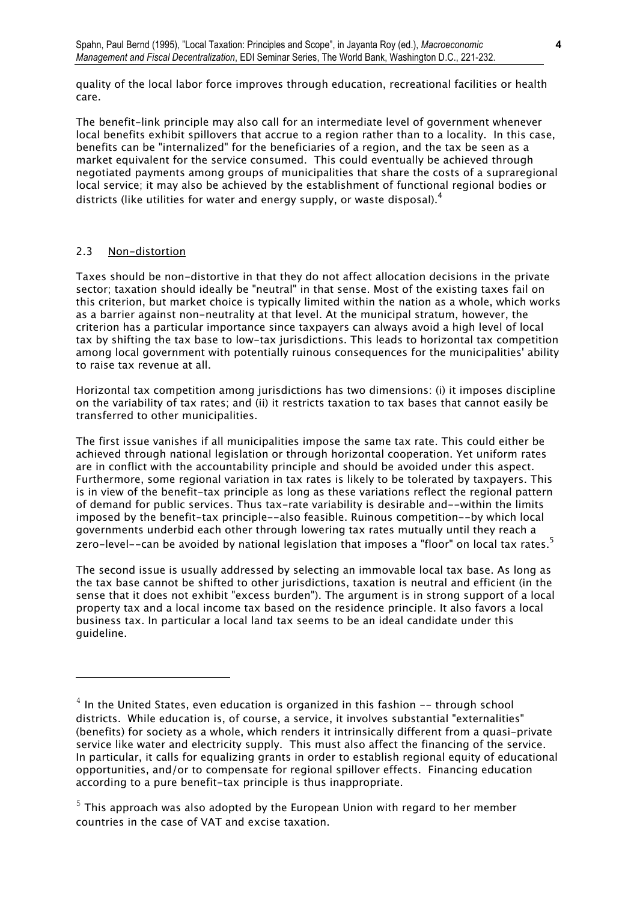quality of the local labor force improves through education, recreational facilities or health care.

The benefit-link principle may also call for an intermediate level of government whenever local benefits exhibit spillovers that accrue to a region rather than to a locality. In this case, benefits can be "internalized" for the beneficiaries of a region, and the tax be seen as a market equivalent for the service consumed. This could eventually be achieved through negotiated payments among groups of municipalities that share the costs of a supraregional local service; it may also be achieved by the establishment of functional regional bodies or districts (like utilities for water and energy supply, or waste disposal).[4]

### 2.3 Non-distortion

Taxes should be non-distortive in that they do not affect allocation decisions in the private sector; taxation should ideally be "neutral" in that sense. Most of the existing taxes fail on this criterion, but market choice is typically limited within the nation as a whole, which works as a barrier against non-neutrality at that level. At the municipal stratum, however, the criterion has a particular importance since taxpayers can always avoid a high level of local tax by shifting the tax base to low-tax jurisdictions. This leads to horizontal tax competition among local government with potentially ruinous consequences for the municipalities' ability to raise tax revenue at all.

Horizontal tax competition among jurisdictions has two dimensions: (i) it imposes discipline on the variability of tax rates; and (ii) it restricts taxation to tax bases that cannot easily be transferred to other municipalities.

The first issue vanishes if all municipalities impose the same tax rate. This could either be achieved through national legislation or through horizontal cooperation. Yet uniform rates are in conflict with the accountability principle and should be avoided under this aspect. Furthermore, some regional variation in tax rates is likely to be tolerated by taxpayers. This is in view of the benefit-tax principle as long as these variations reflect the regional pattern of demand for public services. Thus tax-rate variability is desirable and--within the limits imposed by the benefit-tax principle--also feasible. Ruinous competition--by which local governments underbid each other through lowering tax rates mutually until they reach a zero-level--can be avoided by national legislation that imposes a "floor" on local tax rates.[5]

The second issue is usually addressed by selecting an immovable local tax base. As long as the tax base cannot be shifted to other jurisdictions, taxation is neutral and efficient (in the sense that it does not exhibit "excess burden"). The argument is in strong support of a local property tax and a local income tax based on the residence principle. It also favors a local business tax. In particular a local land tax seems to be an ideal candidate under this guideline.

---

[4] In the United States, even education is organized in this fashion -- through school districts. While education is, of course, a service, it involves substantial "externalities" (benefits) for society as a whole, which renders it intrinsically different from a quasi-private service like water and electricity supply. This must also affect the financing of the service. In particular, it calls for equalizing grants in order to establish regional equity of educational opportunities, and/or to compensate for regional spillover effects. Financing education according to a pure benefit-tax principle is thus inappropriate.

[5] This approach was also adopted by the European Union with regard to her member countries in the case of VAT and excise taxation.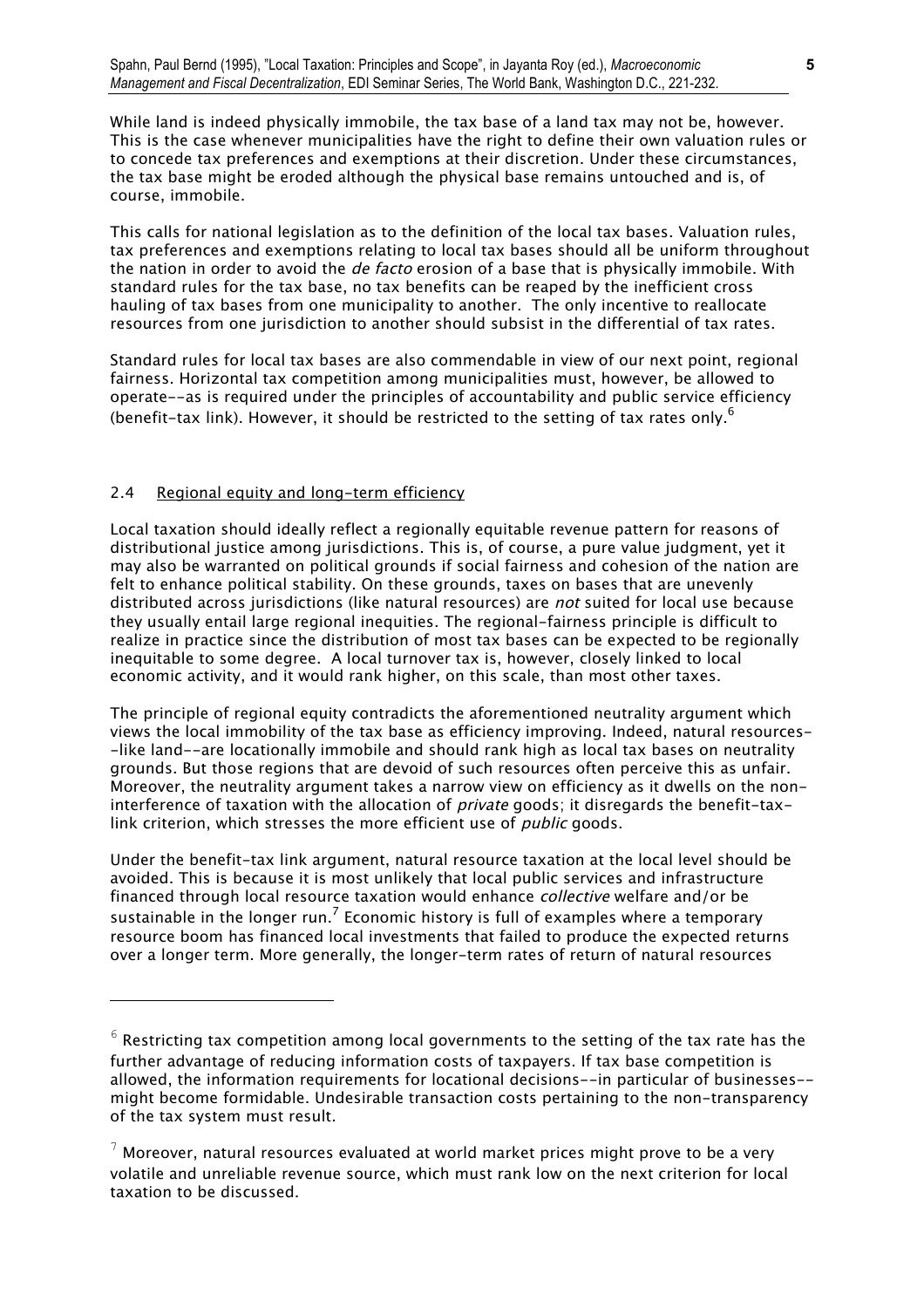While land is indeed physically immobile, the tax base of a land tax may not be, however. This is the case whenever municipalities have the right to define their own valuation rules or to concede tax preferences and exemptions at their discretion. Under these circumstances, the tax base might be eroded although the physical base remains untouched and is, of course, immobile.

This calls for national legislation as to the definition of the local tax bases. Valuation rules, tax preferences and exemptions relating to local tax bases should all be uniform throughout the nation in order to avoid the *de facto* erosion of a base that is physically immobile. With standard rules for the tax base, no tax benefits can be reaped by the inefficient cross hauling of tax bases from one municipality to another. The only incentive to reallocate resources from one jurisdiction to another should subsist in the differential of tax rates.

Standard rules for local tax bases are also commendable in view of our next point, regional fairness. Horizontal tax competition among municipalities must, however, be allowed to operate--as is required under the principles of accountability and public service efficiency (benefit-tax link). However, it should be restricted to the setting of tax rates only.[6]

### 2.4 Regional equity and long-term efficiency

Local taxation should ideally reflect a regionally equitable revenue pattern for reasons of distributional justice among jurisdictions. This is, of course, a pure value judgment, yet it may also be warranted on political grounds if social fairness and cohesion of the nation are felt to enhance political stability. On these grounds, taxes on bases that are unevenly distributed across jurisdictions (like natural resources) are *not* suited for local use because they usually entail large regional inequities. The regional-fairness principle is difficult to realize in practice since the distribution of most tax bases can be expected to be regionally inequitable to some degree. A local turnover tax is, however, closely linked to local economic activity, and it would rank higher, on this scale, than most other taxes.

The principle of regional equity contradicts the aforementioned neutrality argument which views the local immobility of the tax base as efficiency improving. Indeed, natural resources--like land--are locationally immobile and should rank high as local tax bases on neutrality grounds. But those regions that are devoid of such resources often perceive this as unfair. Moreover, the neutrality argument takes a narrow view on efficiency as it dwells on the non-interference of taxation with the allocation of *private* goods; it disregards the benefit-tax-link criterion, which stresses the more efficient use of *public* goods.

Under the benefit-tax link argument, natural resource taxation at the local level should be avoided. This is because it is most unlikely that local public services and infrastructure financed through local resource taxation would enhance *collective* welfare and/or be sustainable in the longer run.[7] Economic history is full of examples where a temporary resource boom has financed local investments that failed to produce the expected returns over a longer term. More generally, the longer-term rates of return of natural resources

---

[6] Restricting tax competition among local governments to the setting of the tax rate has the further advantage of reducing information costs of taxpayers. If tax base competition is allowed, the information requirements for locational decisions--in particular of businesses--might become formidable. Undesirable transaction costs pertaining to the non-transparency of the tax system must result.

[7] Moreover, natural resources evaluated at world market prices might prove to be a very volatile and unreliable revenue source, which must rank low on the next criterion for local taxation to be discussed.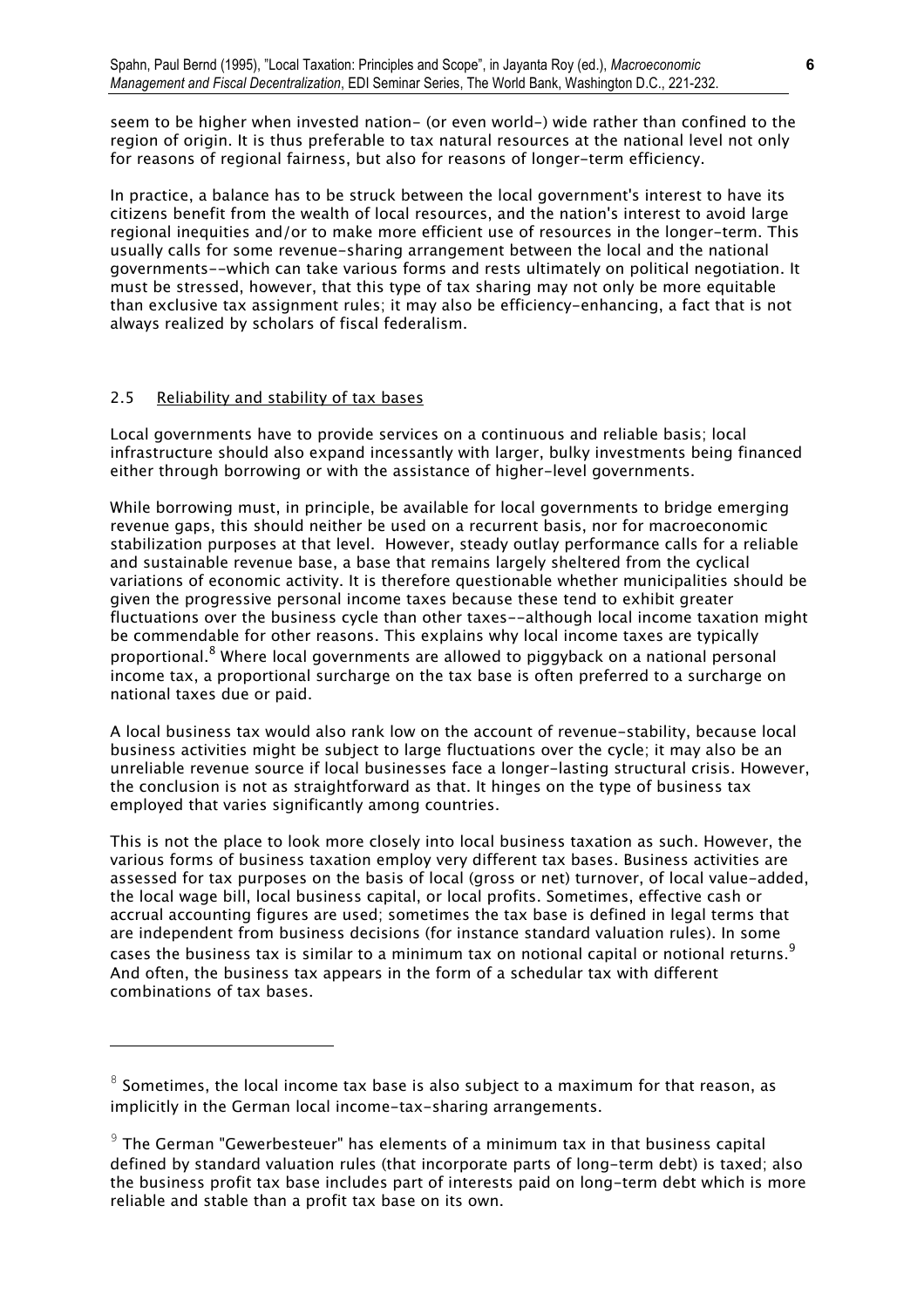seem to be higher when invested nation- (or even world-) wide rather than confined to the region of origin. It is thus preferable to tax natural resources at the national level not only for reasons of regional fairness, but also for reasons of longer-term efficiency.

In practice, a balance has to be struck between the local government's interest to have its citizens benefit from the wealth of local resources, and the nation's interest to avoid large regional inequities and/or to make more efficient use of resources in the longer-term. This usually calls for some revenue-sharing arrangement between the local and the national governments--which can take various forms and rests ultimately on political negotiation. It must be stressed, however, that this type of tax sharing may not only be more equitable than exclusive tax assignment rules; it may also be efficiency-enhancing, a fact that is not always realized by scholars of fiscal federalism.

## 2.5 Reliability and stability of tax bases

Local governments have to provide services on a continuous and reliable basis; local infrastructure should also expand incessantly with larger, bulky investments being financed either through borrowing or with the assistance of higher-level governments.

While borrowing must, in principle, be available for local governments to bridge emerging revenue gaps, this should neither be used on a recurrent basis, nor for macroeconomic stabilization purposes at that level. However, steady outlay performance calls for a reliable and sustainable revenue base, a base that remains largely sheltered from the cyclical variations of economic activity. It is therefore questionable whether municipalities should be given the progressive personal income taxes because these tend to exhibit greater fluctuations over the business cycle than other taxes--although local income taxation might be commendable for other reasons. This explains why local income taxes are typically proportional.[8] Where local governments are allowed to piggyback on a national personal income tax, a proportional surcharge on the tax base is often preferred to a surcharge on national taxes due or paid.

A local business tax would also rank low on the account of revenue-stability, because local business activities might be subject to large fluctuations over the cycle; it may also be an unreliable revenue source if local businesses face a longer-lasting structural crisis. However, the conclusion is not as straightforward as that. It hinges on the type of business tax employed that varies significantly among countries.

This is not the place to look more closely into local business taxation as such. However, the various forms of business taxation employ very different tax bases. Business activities are assessed for tax purposes on the basis of local (gross or net) turnover, of local value-added, the local wage bill, local business capital, or local profits. Sometimes, effective cash or accrual accounting figures are used; sometimes the tax base is defined in legal terms that are independent from business decisions (for instance standard valuation rules). In some cases the business tax is similar to a minimum tax on notional capital or notional returns.[9] And often, the business tax appears in the form of a schedular tax with different combinations of tax bases.

---

[8] Sometimes, the local income tax base is also subject to a maximum for that reason, as implicitly in the German local income-tax-sharing arrangements.

[9] The German "Gewerbesteuer" has elements of a minimum tax in that business capital defined by standard valuation rules (that incorporate parts of long-term debt) is taxed; also the business profit tax base includes part of interests paid on long-term debt which is more reliable and stable than a profit tax base on its own.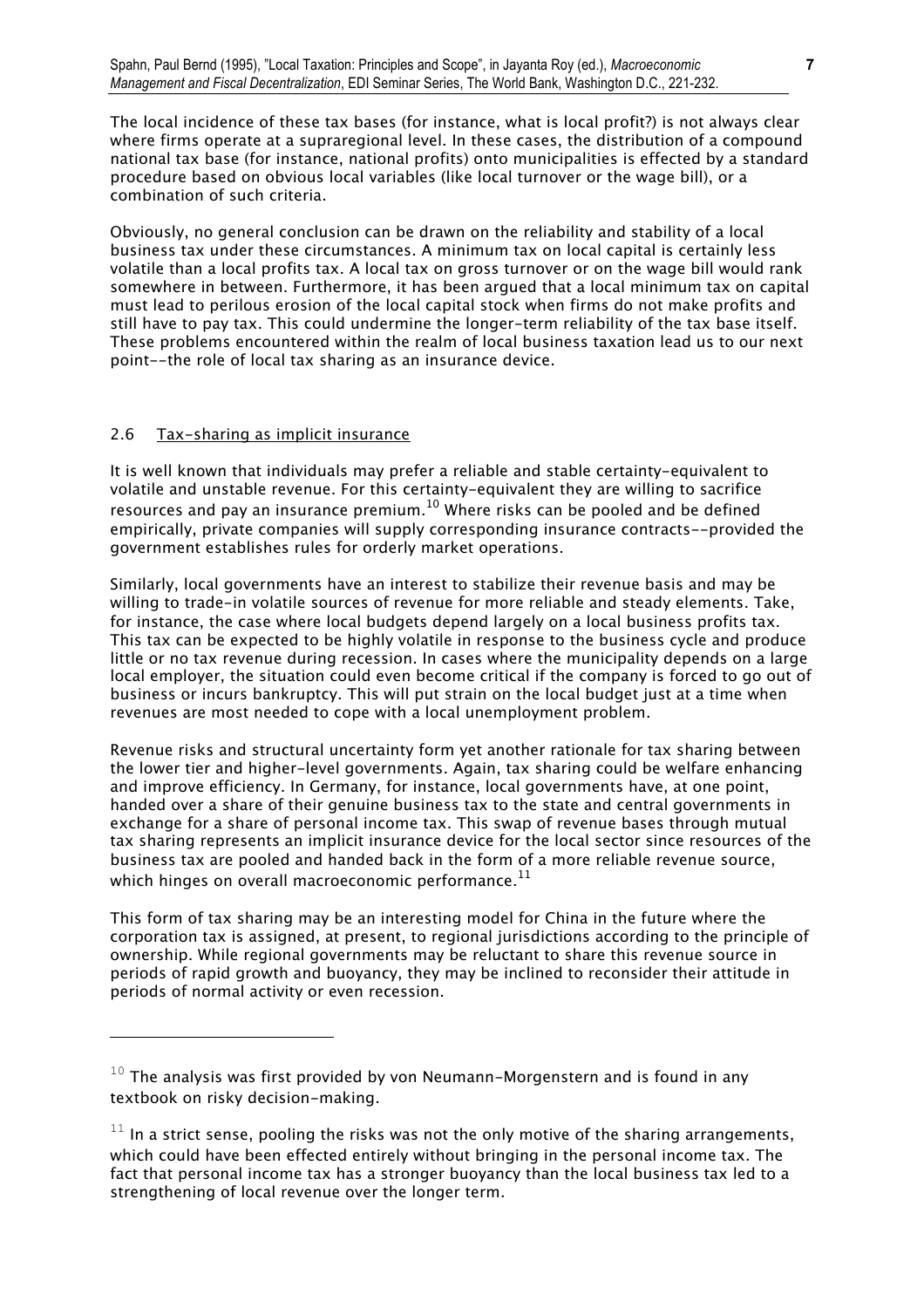The local incidence of these tax bases (for instance, what is local profit?) is not always clear where firms operate at a supraregional level. In these cases, the distribution of a compound national tax base (for instance, national profits) onto municipalities is effected by a standard procedure based on obvious local variables (like local turnover or the wage bill), or a combination of such criteria.

Obviously, no general conclusion can be drawn on the reliability and stability of a local business tax under these circumstances. A minimum tax on local capital is certainly less volatile than a local profits tax. A local tax on gross turnover or on the wage bill would rank somewhere in between. Furthermore, it has been argued that a local minimum tax on capital must lead to perilous erosion of the local capital stock when firms do not make profits and still have to pay tax. This could undermine the longer-term reliability of the tax base itself. These problems encountered within the realm of local business taxation lead us to our next point--the role of local tax sharing as an insurance device.

### 2.6 Tax-sharing as implicit insurance

It is well known that individuals may prefer a reliable and stable certainty-equivalent to volatile and unstable revenue. For this certainty-equivalent they are willing to sacrifice resources and pay an insurance premium.[10] Where risks can be pooled and be defined empirically, private companies will supply corresponding insurance contracts--provided the government establishes rules for orderly market operations.

Similarly, local governments have an interest to stabilize their revenue basis and may be willing to trade-in volatile sources of revenue for more reliable and steady elements. Take, for instance, the case where local budgets depend largely on a local business profits tax. This tax can be expected to be highly volatile in response to the business cycle and produce little or no tax revenue during recession. In cases where the municipality depends on a large local employer, the situation could even become critical if the company is forced to go out of business or incurs bankruptcy. This will put strain on the local budget just at a time when revenues are most needed to cope with a local unemployment problem.

Revenue risks and structural uncertainty form yet another rationale for tax sharing between the lower tier and higher-level governments. Again, tax sharing could be welfare enhancing and improve efficiency. In Germany, for instance, local governments have, at one point, handed over a share of their genuine business tax to the state and central governments in exchange for a share of personal income tax. This swap of revenue bases through mutual tax sharing represents an implicit insurance device for the local sector since resources of the business tax are pooled and handed back in the form of a more reliable revenue source, which hinges on overall macroeconomic performance.[11]

This form of tax sharing may be an interesting model for China in the future where the corporation tax is assigned, at present, to regional jurisdictions according to the principle of ownership. While regional governments may be reluctant to share this revenue source in periods of rapid growth and buoyancy, they may be inclined to reconsider their attitude in periods of normal activity or even recession.

---

[10] The analysis was first provided by von Neumann-Morgenstern and is found in any textbook on risky decision-making.

[11] In a strict sense, pooling the risks was not the only motive of the sharing arrangements, which could have been effected entirely without bringing in the personal income tax. The fact that personal income tax has a stronger buoyancy than the local business tax led to a strengthening of local revenue over the longer term.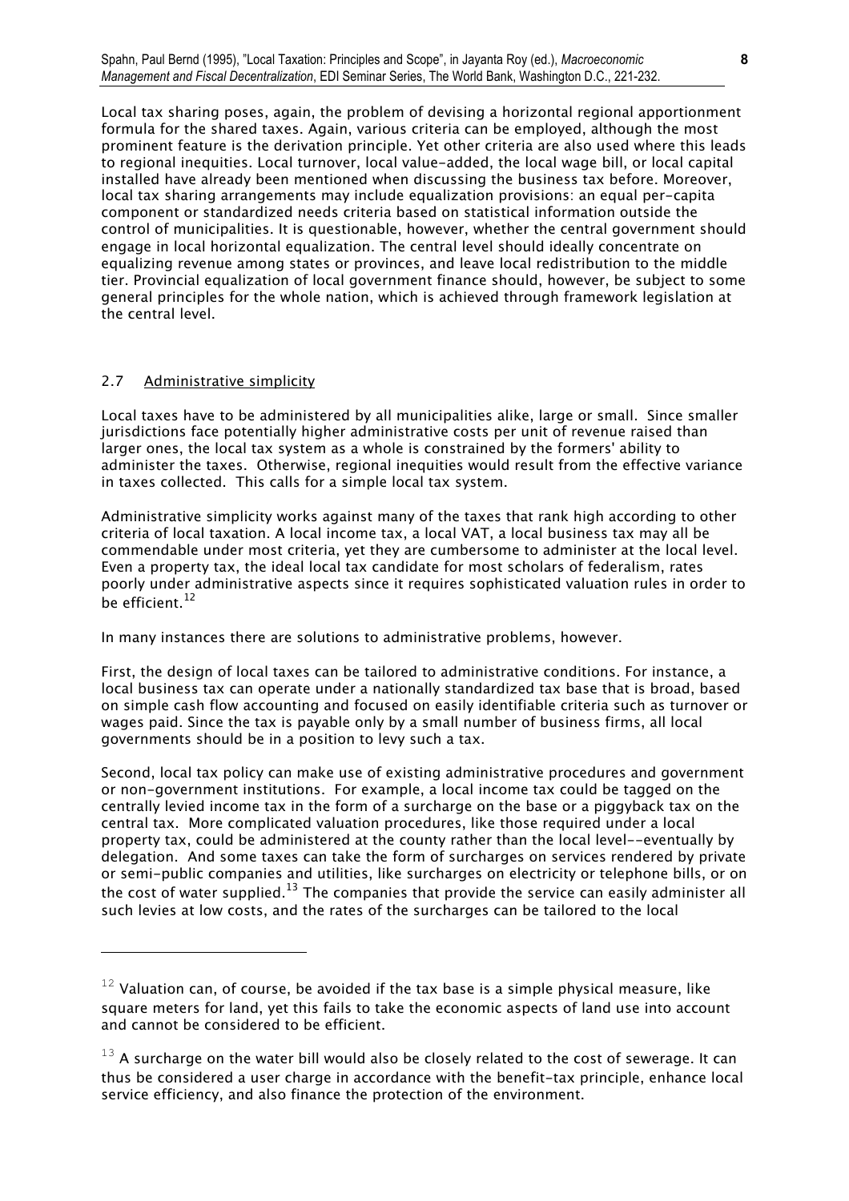Local tax sharing poses, again, the problem of devising a horizontal regional apportionment formula for the shared taxes. Again, various criteria can be employed, although the most prominent feature is the derivation principle. Yet other criteria are also used where this leads to regional inequities. Local turnover, local value-added, the local wage bill, or local capital installed have already been mentioned when discussing the business tax before. Moreover, local tax sharing arrangements may include equalization provisions: an equal per-capita component or standardized needs criteria based on statistical information outside the control of municipalities. It is questionable, however, whether the central government should engage in local horizontal equalization. The central level should ideally concentrate on equalizing revenue among states or provinces, and leave local redistribution to the middle tier. Provincial equalization of local government finance should, however, be subject to some general principles for the whole nation, which is achieved through framework legislation at the central level.

## 2.7 Administrative simplicity

Local taxes have to be administered by all municipalities alike, large or small. Since smaller jurisdictions face potentially higher administrative costs per unit of revenue raised than larger ones, the local tax system as a whole is constrained by the formers' ability to administer the taxes. Otherwise, regional inequities would result from the effective variance in taxes collected. This calls for a simple local tax system.

Administrative simplicity works against many of the taxes that rank high according to other criteria of local taxation. A local income tax, a local VAT, a local business tax may all be commendable under most criteria, yet they are cumbersome to administer at the local level. Even a property tax, the ideal local tax candidate for most scholars of federalism, rates poorly under administrative aspects since it requires sophisticated valuation rules in order to be efficient.[12]

In many instances there are solutions to administrative problems, however.

First, the design of local taxes can be tailored to administrative conditions. For instance, a local business tax can operate under a nationally standardized tax base that is broad, based on simple cash flow accounting and focused on easily identifiable criteria such as turnover or wages paid. Since the tax is payable only by a small number of business firms, all local governments should be in a position to levy such a tax.

Second, local tax policy can make use of existing administrative procedures and government or non-government institutions. For example, a local income tax could be tagged on the centrally levied income tax in the form of a surcharge on the base or a piggyback tax on the central tax. More complicated valuation procedures, like those required under a local property tax, could be administered at the county rather than the local level--eventually by delegation. And some taxes can take the form of surcharges on services rendered by private or semi-public companies and utilities, like surcharges on electricity or telephone bills, or on the cost of water supplied.[13] The companies that provide the service can easily administer all such levies at low costs, and the rates of the surcharges can be tailored to the local

---

[12] Valuation can, of course, be avoided if the tax base is a simple physical measure, like square meters for land, yet this fails to take the economic aspects of land use into account and cannot be considered to be efficient.

[13] A surcharge on the water bill would also be closely related to the cost of sewerage. It can thus be considered a user charge in accordance with the benefit-tax principle, enhance local service efficiency, and also finance the protection of the environment.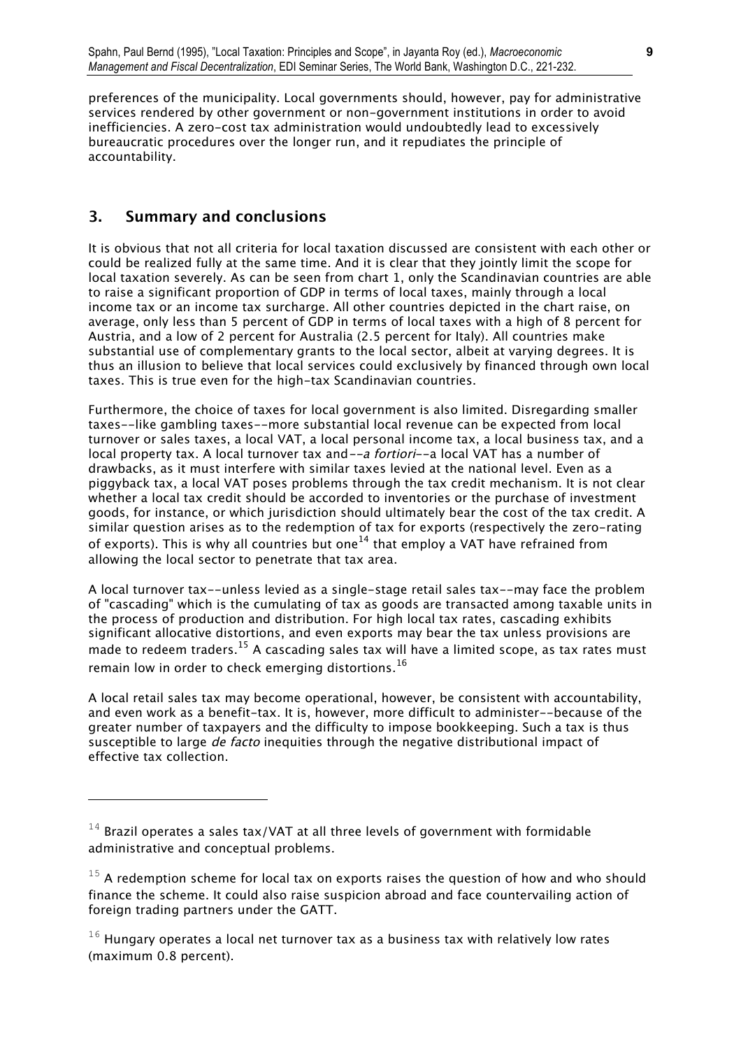preferences of the municipality. Local governments should, however, pay for administrative services rendered by other government or non-government institutions in order to avoid inefficiencies. A zero-cost tax administration would undoubtedly lead to excessively bureaucratic procedures over the longer run, and it repudiates the principle of accountability.

## 3. Summary and conclusions

It is obvious that not all criteria for local taxation discussed are consistent with each other or could be realized fully at the same time. And it is clear that they jointly limit the scope for local taxation severely. As can be seen from chart 1, only the Scandinavian countries are able to raise a significant proportion of GDP in terms of local taxes, mainly through a local income tax or an income tax surcharge. All other countries depicted in the chart raise, on average, only less than 5 percent of GDP in terms of local taxes with a high of 8 percent for Austria, and a low of 2 percent for Australia (2.5 percent for Italy). All countries make substantial use of complementary grants to the local sector, albeit at varying degrees. It is thus an illusion to believe that local services could exclusively by financed through own local taxes. This is true even for the high-tax Scandinavian countries.

Furthermore, the choice of taxes for local government is also limited. Disregarding smaller taxes--like gambling taxes--more substantial local revenue can be expected from local turnover or sales taxes, a local VAT, a local personal income tax, a local business tax, and a local property tax. A local turnover tax and--*a fortiori*--a local VAT has a number of drawbacks, as it must interfere with similar taxes levied at the national level. Even as a piggyback tax, a local VAT poses problems through the tax credit mechanism. It is not clear whether a local tax credit should be accorded to inventories or the purchase of investment goods, for instance, or which jurisdiction should ultimately bear the cost of the tax credit. A similar question arises as to the redemption of tax for exports (respectively the zero-rating of exports). This is why all countries but one[14] that employ a VAT have refrained from allowing the local sector to penetrate that tax area.

A local turnover tax--unless levied as a single-stage retail sales tax--may face the problem of "cascading" which is the cumulating of tax as goods are transacted among taxable units in the process of production and distribution. For high local tax rates, cascading exhibits significant allocative distortions, and even exports may bear the tax unless provisions are made to redeem traders.[15] A cascading sales tax will have a limited scope, as tax rates must remain low in order to check emerging distortions.[16]

A local retail sales tax may become operational, however, be consistent with accountability, and even work as a benefit-tax. It is, however, more difficult to administer--because of the greater number of taxpayers and the difficulty to impose bookkeeping. Such a tax is thus susceptible to large *de facto* inequities through the negative distributional impact of effective tax collection.

---

[14] Brazil operates a sales tax/VAT at all three levels of government with formidable administrative and conceptual problems.

[15] A redemption scheme for local tax on exports raises the question of how and who should finance the scheme. It could also raise suspicion abroad and face countervailing action of foreign trading partners under the GATT.

[16] Hungary operates a local net turnover tax as a business tax with relatively low rates (maximum 0.8 percent).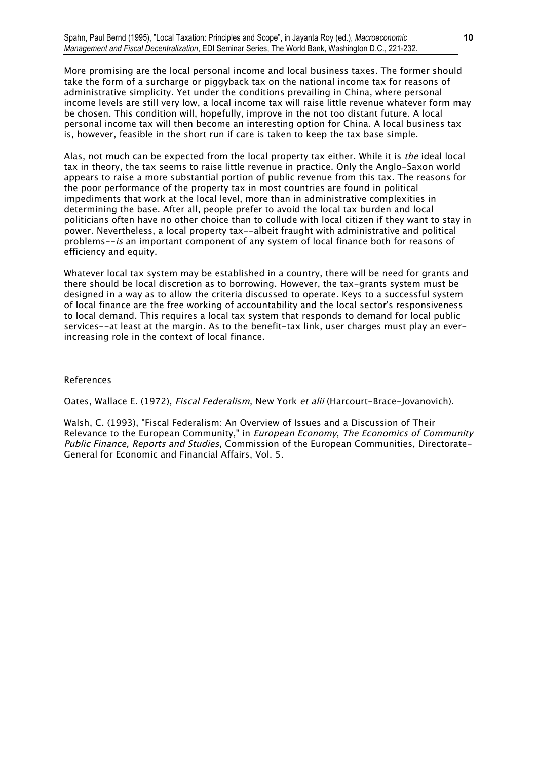More promising are the local personal income and local business taxes. The former should take the form of a surcharge or piggyback tax on the national income tax for reasons of administrative simplicity. Yet under the conditions prevailing in China, where personal income levels are still very low, a local income tax will raise little revenue whatever form may be chosen. This condition will, hopefully, improve in the not too distant future. A local personal income tax will then become an interesting option for China. A local business tax is, however, feasible in the short run if care is taken to keep the tax base simple.

Alas, not much can be expected from the local property tax either. While it is *the* ideal local tax in theory, the tax seems to raise little revenue in practice. Only the Anglo-Saxon world appears to raise a more substantial portion of public revenue from this tax. The reasons for the poor performance of the property tax in most countries are found in political impediments that work at the local level, more than in administrative complexities in determining the base. After all, people prefer to avoid the local tax burden and local politicians often have no other choice than to collude with local citizen if they want to stay in power. Nevertheless, a local property tax--albeit fraught with administrative and political problems--*is* an important component of any system of local finance both for reasons of efficiency and equity.

Whatever local tax system may be established in a country, there will be need for grants and there should be local discretion as to borrowing. However, the tax-grants system must be designed in a way as to allow the criteria discussed to operate. Keys to a successful system of local finance are the free working of accountability and the local sector's responsiveness to local demand. This requires a local tax system that responds to demand for local public services--at least at the margin. As to the benefit-tax link, user charges must play an ever-increasing role in the context of local finance.

References

Oates, Wallace E. (1972), *Fiscal Federalism*, New York *et alii* (Harcourt-Brace-Jovanovich).

Walsh, C. (1993), "Fiscal Federalism: An Overview of Issues and a Discussion of Their Relevance to the European Community," in *European Economy*, *The Economics of Community Public Finance, Reports and Studies*, Commission of the European Communities, Directorate-General for Economic and Financial Affairs, Vol. 5.